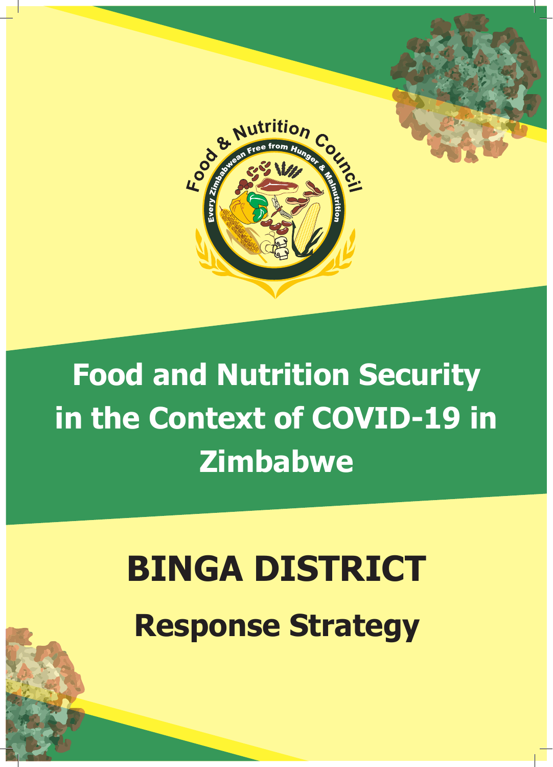Food & Nutrition Council

Every Zimbabwean Free from Hunger & Malnutrition

# Food and Nutrition Security in the Context of COVID-19 in Zimbabwe

# BINGA DISTRICT

## Response Strategy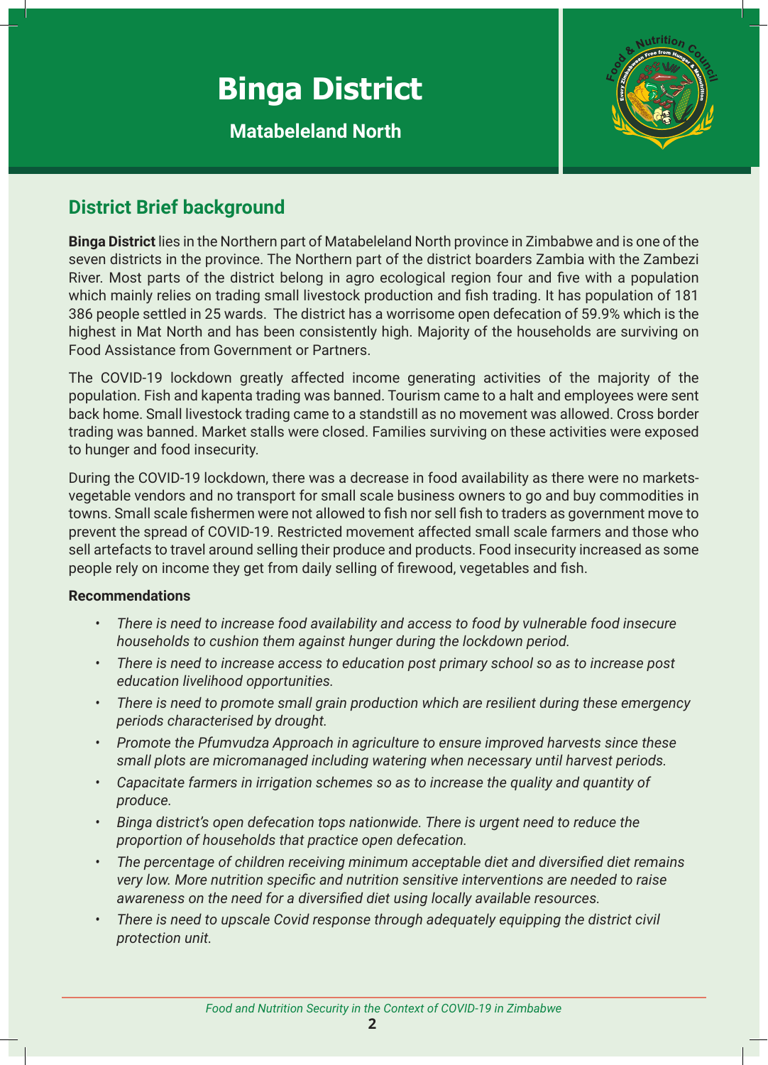# Binga District

## Matabeleland North

## District Brief background

**Binga District** lies in the Northern part of Matabeleland North province in Zimbabwe and is one of the seven districts in the province. The Northern part of the district boarders Zambia with the Zambezi River. Most parts of the district belong in agro ecological region four and five with a population which mainly relies on trading small livestock production and fish trading. It has population of 181 386 people settled in 25 wards. The district has a worrisome open defecation of 59.9% which is the highest in Mat North and has been consistently high. Majority of the households are surviving on Food Assistance from Government or Partners.

The COVID-19 lockdown greatly affected income generating activities of the majority of the population. Fish and kapenta trading was banned. Tourism came to a halt and employees were sent back home. Small livestock trading came to a standstill as no movement was allowed. Cross border trading was banned. Market stalls were closed. Families surviving on these activities were exposed to hunger and food insecurity.

During the COVID-19 lockdown, there was a decrease in food availability as there were no markets-vegetable vendors and no transport for small scale business owners to go and buy commodities in towns. Small scale fishermen were not allowed to fish nor sell fish to traders as government move to prevent the spread of COVID-19. Restricted movement affected small scale farmers and those who sell artefacts to travel around selling their produce and products. Food insecurity increased as some people rely on income they get from daily selling of firewood, vegetables and fish.

**Recommendations**

- *There is need to increase food availability and access to food by vulnerable food insecure households to cushion them against hunger during the lockdown period.*
- *There is need to increase access to education post primary school so as to increase post education livelihood opportunities.*
- *There is need to promote small grain production which are resilient during these emergency periods characterised by drought.*
- *Promote the Pfumvudza Approach in agriculture to ensure improved harvests since these small plots are micromanaged including watering when necessary until harvest periods.*
- *Capacitate farmers in irrigation schemes so as to increase the quality and quantity of produce.*
- *Binga district's open defecation tops nationwide. There is urgent need to reduce the proportion of households that practice open defecation.*
- *The percentage of children receiving minimum acceptable diet and diversified diet remains very low. More nutrition specific and nutrition sensitive interventions are needed to raise awareness on the need for a diversified diet using locally available resources.*
- *There is need to upscale Covid response through adequately equipping the district civil protection unit.*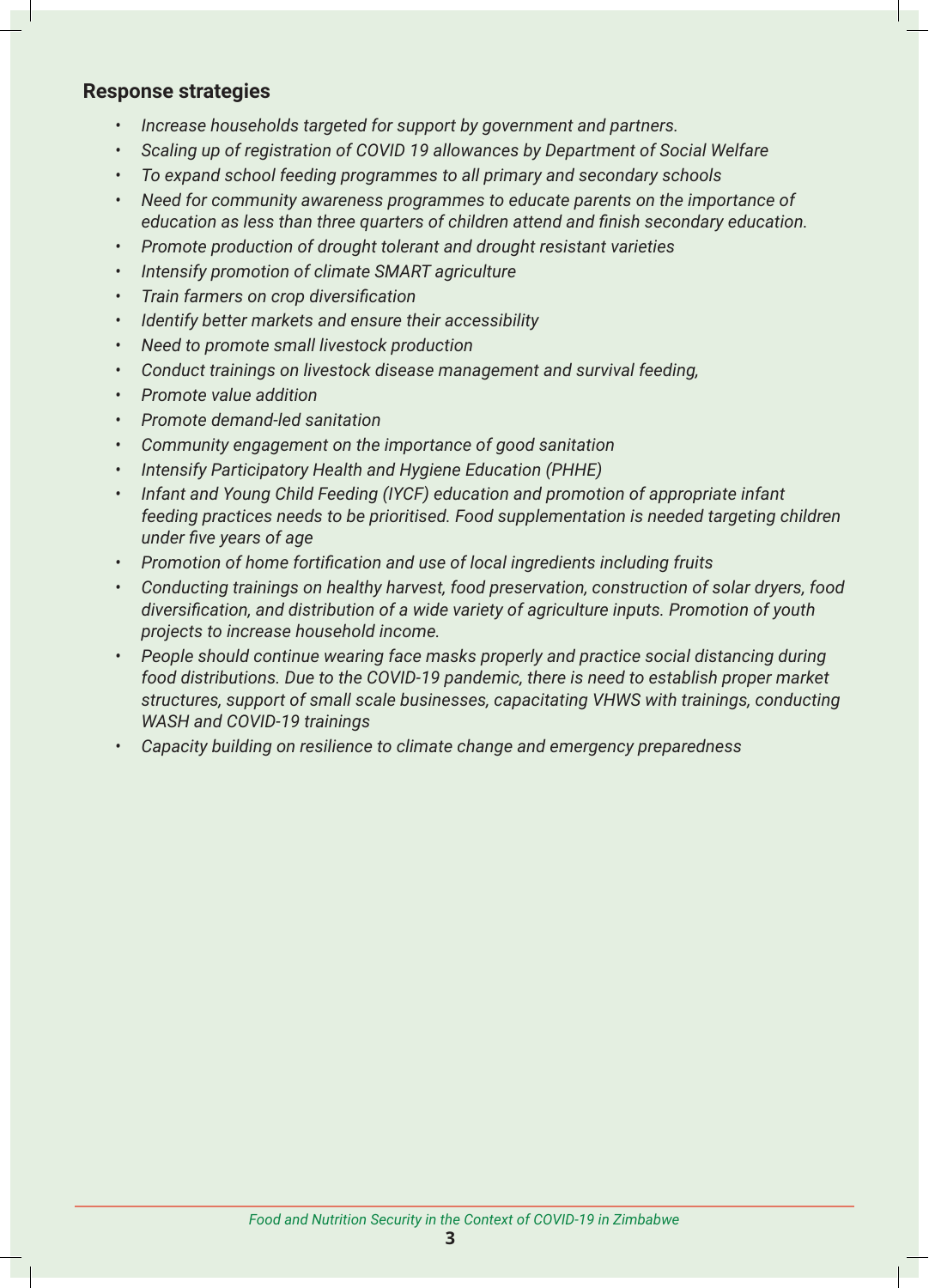## Response strategies

- *Increase households targeted for support by government and partners.*
- *Scaling up of registration of COVID 19 allowances by Department of Social Welfare*
- *To expand school feeding programmes to all primary and secondary schools*
- *Need for community awareness programmes to educate parents on the importance of education as less than three quarters of children attend and finish secondary education.*
- *Promote production of drought tolerant and drought resistant varieties*
- *Intensify promotion of climate SMART agriculture*
- *Train farmers on crop diversification*
- *Identify better markets and ensure their accessibility*
- *Need to promote small livestock production*
- *Conduct trainings on livestock disease management and survival feeding,*
- *Promote value addition*
- *Promote demand-led sanitation*
- *Community engagement on the importance of good sanitation*
- *Intensify Participatory Health and Hygiene Education (PHHE)*
- *Infant and Young Child Feeding (IYCF) education and promotion of appropriate infant feeding practices needs to be prioritised. Food supplementation is needed targeting children under five years of age*
- *Promotion of home fortification and use of local ingredients including fruits*
- *Conducting trainings on healthy harvest, food preservation, construction of solar dryers, food diversification, and distribution of a wide variety of agriculture inputs. Promotion of youth projects to increase household income.*
- *People should continue wearing face masks properly and practice social distancing during food distributions. Due to the COVID-19 pandemic, there is need to establish proper market structures, support of small scale businesses, capacitating VHWS with trainings, conducting WASH and COVID-19 trainings*
- *Capacity building on resilience to climate change and emergency preparedness*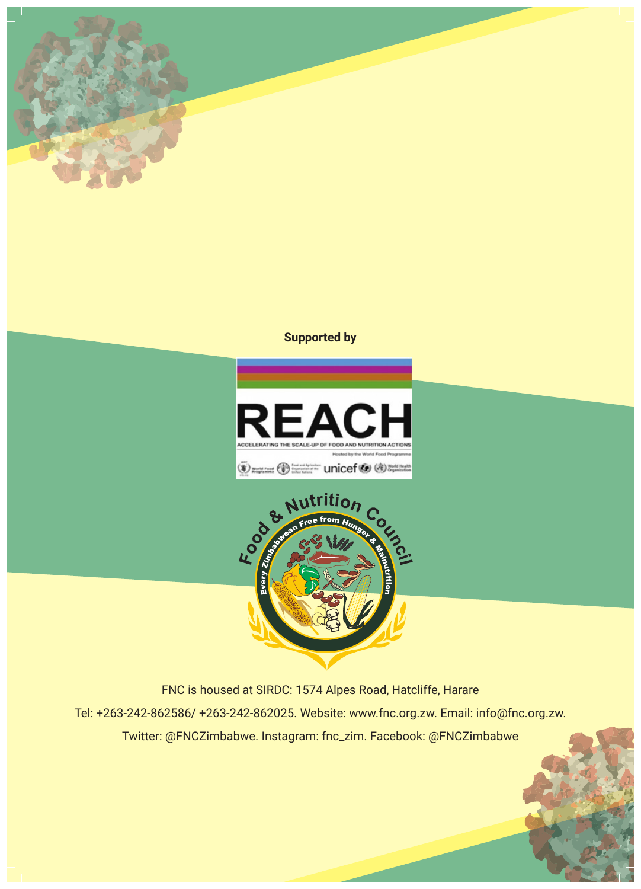**Supported by**

REACH

ACCELERATING THE SCALE-UP OF FOOD AND NUTRITION ACTIONS

Hosted by the World Food Programme

Food & Nutrition Council

Every Zimbabwean Free from Hunger & Malnutrition

FNC is housed at SIRDC: 1574 Alpes Road, Hatcliffe, Harare

Tel: +263-242-862586/ +263-242-862025. Website: www.fnc.org.zw. Email: info@fnc.org.zw.

Twitter: @FNCZimbabwe. Instagram: fnc_zim. Facebook: @FNCZimbabwe